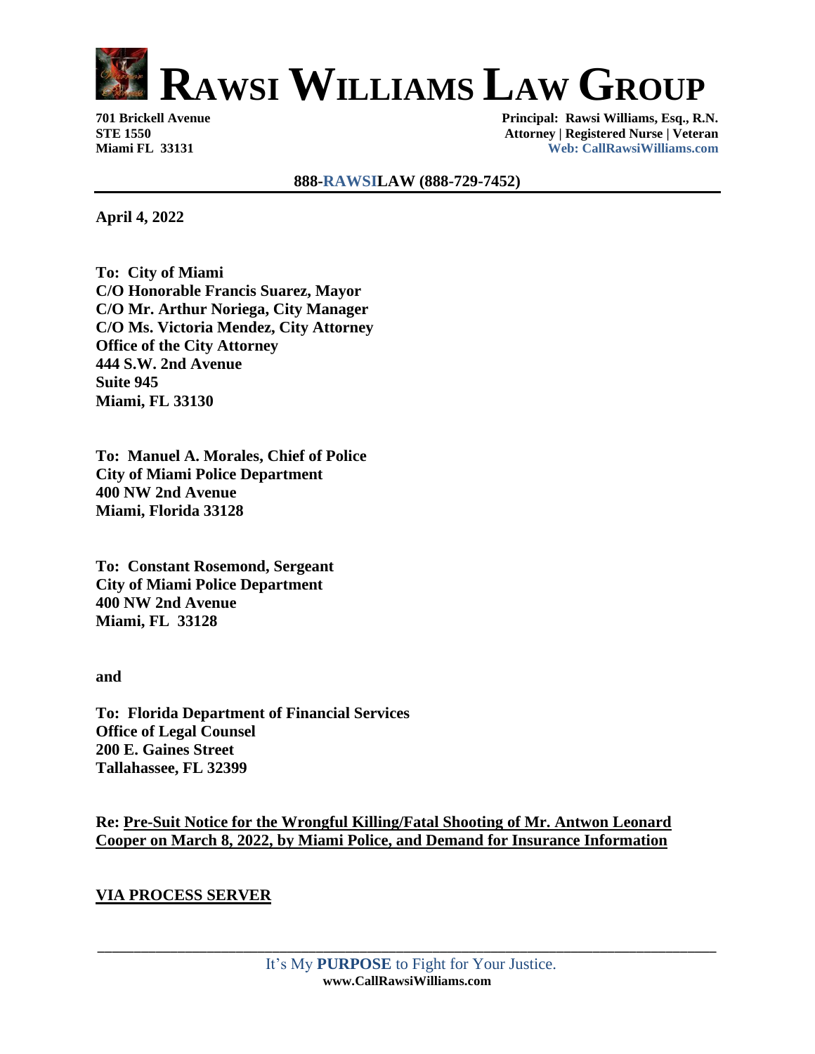# RAWSI WILLIAMS LAW GROUP

**701 Brickell Avenue**
**STE 1550**
**Miami FL 33131**

**Principal: Rawsi Williams, Esq., R.N.**
**Attorney | Registered Nurse | Veteran**
**Web: CallRawsiWilliams.com**

**888-RAWSILAW (888-729-7452)**

---

**April 4, 2022**

**To: City of Miami**
**C/O Honorable Francis Suarez, Mayor**
**C/O Mr. Arthur Noriega, City Manager**
**C/O Ms. Victoria Mendez, City Attorney**
**Office of the City Attorney**
**444 S.W. 2nd Avenue**
**Suite 945**
**Miami, FL 33130**

**To: Manuel A. Morales, Chief of Police**
**City of Miami Police Department**
**400 NW 2nd Avenue**
**Miami, Florida 33128**

**To: Constant Rosemond, Sergeant**
**City of Miami Police Department**
**400 NW 2nd Avenue**
**Miami, FL 33128**

**and**

**To: Florida Department of Financial Services**
**Office of Legal Counsel**
**200 E. Gaines Street**
**Tallahassee, FL 32399**

**Re: Pre-Suit Notice for the Wrongful Killing/Fatal Shooting of Mr. Antwon Leonard Cooper on March 8, 2022, by Miami Police, and Demand for Insurance Information**

**VIA PROCESS SERVER**

---

It's My **PURPOSE** to Fight for Your Justice.
**www.CallRawsiWilliams.com**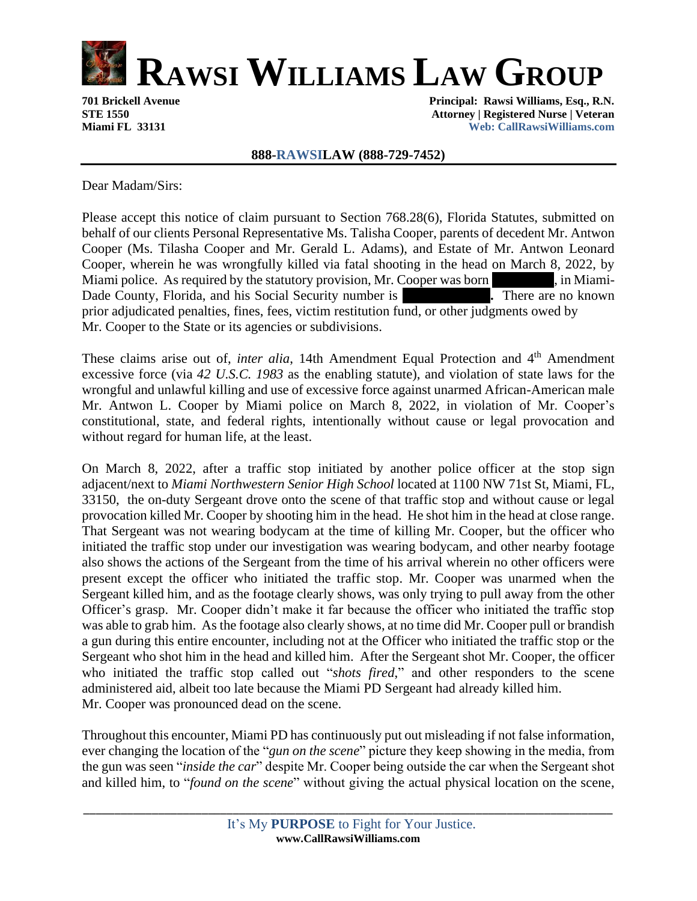# RAWSI WILLIAMS LAW GROUP

**701 Brickell Avenue**
**STE 1550**
**Miami FL 33131**

**Principal: Rawsi Williams, Esq., R.N.**
**Attorney | Registered Nurse | Veteran**
**Web: CallRawsiWilliams.com**

**888-RAWSILAW (888-729-7452)**

---

Dear Madam/Sirs:

Please accept this notice of claim pursuant to Section 768.28(6), Florida Statutes, submitted on behalf of our clients Personal Representative Ms. Talisha Cooper, parents of decedent Mr. Antwon Cooper (Ms. Tilasha Cooper and Mr. Gerald L. Adams), and Estate of Mr. Antwon Leonard Cooper, wherein he was wrongfully killed via fatal shooting in the head on March 8, 2022, by Miami police. As required by the statutory provision, Mr. Cooper was born [REDACTED], in Miami-Dade County, Florida, and his Social Security number is [REDACTED]. There are no known prior adjudicated penalties, fines, fees, victim restitution fund, or other judgments owed by Mr. Cooper to the State or its agencies or subdivisions.

These claims arise out of, *inter alia*, 14th Amendment Equal Protection and 4th Amendment excessive force (via *42 U.S.C. 1983* as the enabling statute), and violation of state laws for the wrongful and unlawful killing and use of excessive force against unarmed African-American male Mr. Antwon L. Cooper by Miami police on March 8, 2022, in violation of Mr. Cooper's constitutional, state, and federal rights, intentionally without cause or legal provocation and without regard for human life, at the least.

On March 8, 2022, after a traffic stop initiated by another police officer at the stop sign adjacent/next to *Miami Northwestern Senior High School* located at 1100 NW 71st St, Miami, FL, 33150, the on-duty Sergeant drove onto the scene of that traffic stop and without cause or legal provocation killed Mr. Cooper by shooting him in the head. He shot him in the head at close range. That Sergeant was not wearing bodycam at the time of killing Mr. Cooper, but the officer who initiated the traffic stop under our investigation was wearing bodycam, and other nearby footage also shows the actions of the Sergeant from the time of his arrival wherein no other officers were present except the officer who initiated the traffic stop. Mr. Cooper was unarmed when the Sergeant killed him, and as the footage clearly shows, was only trying to pull away from the other Officer's grasp. Mr. Cooper didn't make it far because the officer who initiated the traffic stop was able to grab him. As the footage also clearly shows, at no time did Mr. Cooper pull or brandish a gun during this entire encounter, including not at the Officer who initiated the traffic stop or the Sergeant who shot him in the head and killed him. After the Sergeant shot Mr. Cooper, the officer who initiated the traffic stop called out "*shots fired*," and other responders to the scene administered aid, albeit too late because the Miami PD Sergeant had already killed him. Mr. Cooper was pronounced dead on the scene.

Throughout this encounter, Miami PD has continuously put out misleading if not false information, ever changing the location of the "*gun on the scene*" picture they keep showing in the media, from the gun was seen "*inside the car*" despite Mr. Cooper being outside the car when the Sergeant shot and killed him, to "*found on the scene*" without giving the actual physical location on the scene,

---

It's My **PURPOSE** to Fight for Your Justice.
**www.CallRawsiWilliams.com**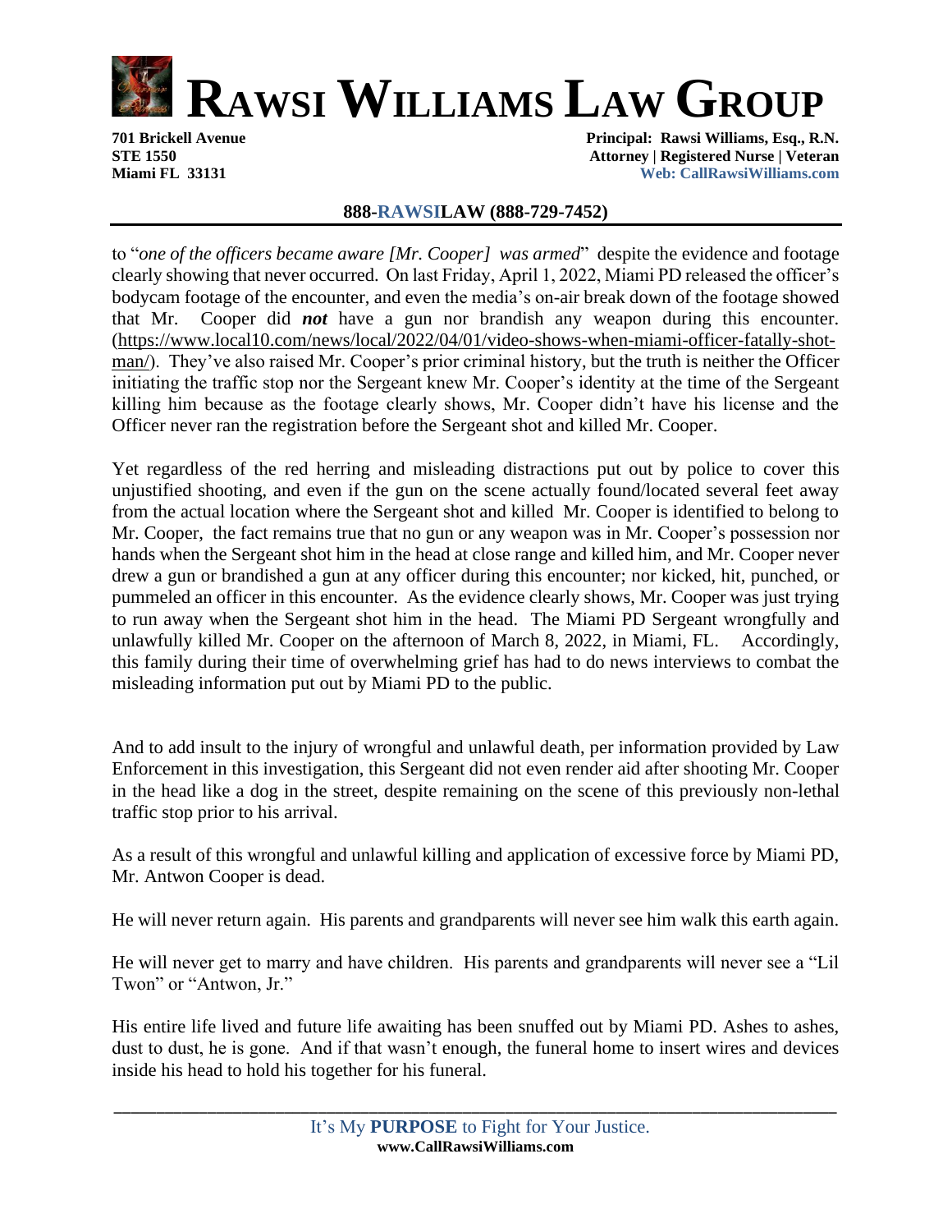to "*one of the officers became aware [Mr. Cooper] was armed*" despite the evidence and footage clearly showing that never occurred. On last Friday, April 1, 2022, Miami PD released the officer's bodycam footage of the encounter, and even the media's on-air break down of the footage showed that Mr. Cooper did ***not*** have a gun nor brandish any weapon during this encounter. (https://www.local10.com/news/local/2022/04/01/video-shows-when-miami-officer-fatally-shot-man/). They've also raised Mr. Cooper's prior criminal history, but the truth is neither the Officer initiating the traffic stop nor the Sergeant knew Mr. Cooper's identity at the time of the Sergeant killing him because as the footage clearly shows, Mr. Cooper didn't have his license and the Officer never ran the registration before the Sergeant shot and killed Mr. Cooper.

Yet regardless of the red herring and misleading distractions put out by police to cover this unjustified shooting, and even if the gun on the scene actually found/located several feet away from the actual location where the Sergeant shot and killed Mr. Cooper is identified to belong to Mr. Cooper, the fact remains true that no gun or any weapon was in Mr. Cooper's possession nor hands when the Sergeant shot him in the head at close range and killed him, and Mr. Cooper never drew a gun or brandished a gun at any officer during this encounter; nor kicked, hit, punched, or pummeled an officer in this encounter. As the evidence clearly shows, Mr. Cooper was just trying to run away when the Sergeant shot him in the head. The Miami PD Sergeant wrongfully and unlawfully killed Mr. Cooper on the afternoon of March 8, 2022, in Miami, FL. Accordingly, this family during their time of overwhelming grief has had to do news interviews to combat the misleading information put out by Miami PD to the public.

And to add insult to the injury of wrongful and unlawful death, per information provided by Law Enforcement in this investigation, this Sergeant did not even render aid after shooting Mr. Cooper in the head like a dog in the street, despite remaining on the scene of this previously non-lethal traffic stop prior to his arrival.

As a result of this wrongful and unlawful killing and application of excessive force by Miami PD, Mr. Antwon Cooper is dead.

He will never return again. His parents and grandparents will never see him walk this earth again.

He will never get to marry and have children. His parents and grandparents will never see a "Lil Twon" or "Antwon, Jr."

His entire life lived and future life awaiting has been snuffed out by Miami PD. Ashes to ashes, dust to dust, he is gone. And if that wasn't enough, the funeral home to insert wires and devices inside his head to hold his together for his funeral.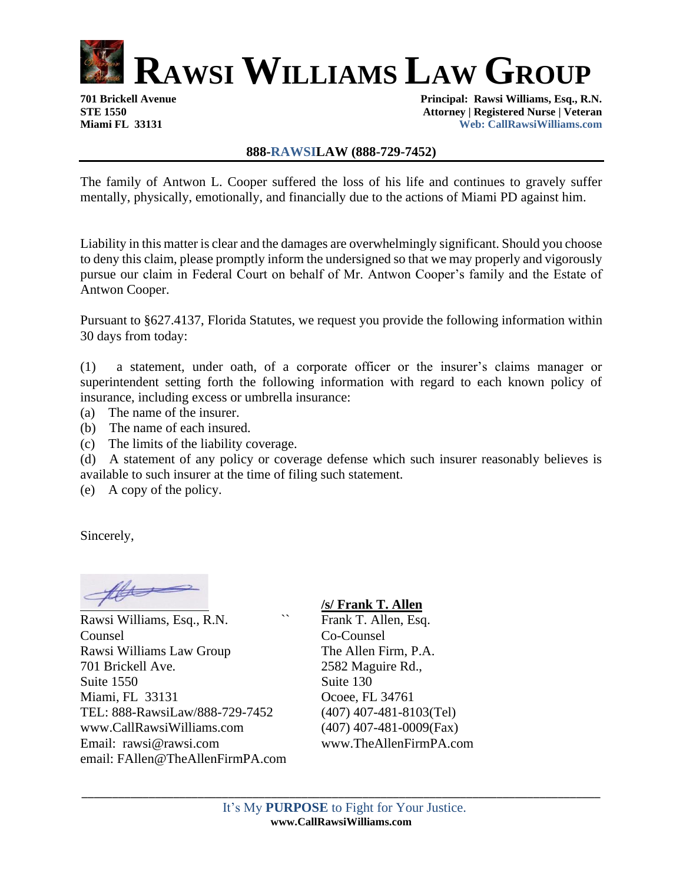# RAWSI WILLIAMS LAW GROUP

**701 Brickell Avenue**
**STE 1550**
**Miami FL 33131**

**Principal: Rawsi Williams, Esq., R.N.**
**Attorney | Registered Nurse | Veteran**
**Web: CallRawsiWilliams.com**

**888-RAWSILAW (888-729-7452)**

The family of Antwon L. Cooper suffered the loss of his life and continues to gravely suffer mentally, physically, emotionally, and financially due to the actions of Miami PD against him.

Liability in this matter is clear and the damages are overwhelmingly significant. Should you choose to deny this claim, please promptly inform the undersigned so that we may properly and vigorously pursue our claim in Federal Court on behalf of Mr. Antwon Cooper's family and the Estate of Antwon Cooper.

Pursuant to §627.4137, Florida Statutes, we request you provide the following information within 30 days from today:

(1) a statement, under oath, of a corporate officer or the insurer's claims manager or superintendent setting forth the following information with regard to each known policy of insurance, including excess or umbrella insurance:
(a) The name of the insurer.
(b) The name of each insured.
(c) The limits of the liability coverage.
(d) A statement of any policy or coverage defense which such insurer reasonably believes is available to such insurer at the time of filing such statement.
(e) A copy of the policy.

Sincerely,

Rawsi Williams, Esq., R.N.
Counsel
Rawsi Williams Law Group
701 Brickell Ave.
Suite 1550
Miami, FL 33131
TEL: 888-RawsiLaw/888-729-7452
www.CallRawsiWilliams.com
Email: rawsi@rawsi.com
email: FAllen@TheAllenFirmPA.com

**/s/ Frank T. Allen**
Frank T. Allen, Esq.
Co-Counsel
The Allen Firm, P.A.
2582 Maguire Rd.,
Suite 130
Ocoee, FL 34761
(407) 407-481-8103(Tel)
(407) 407-481-0009(Fax)
www.TheAllenFirmPA.com

It's My **PURPOSE** to Fight for Your Justice.
**www.CallRawsiWilliams.com**